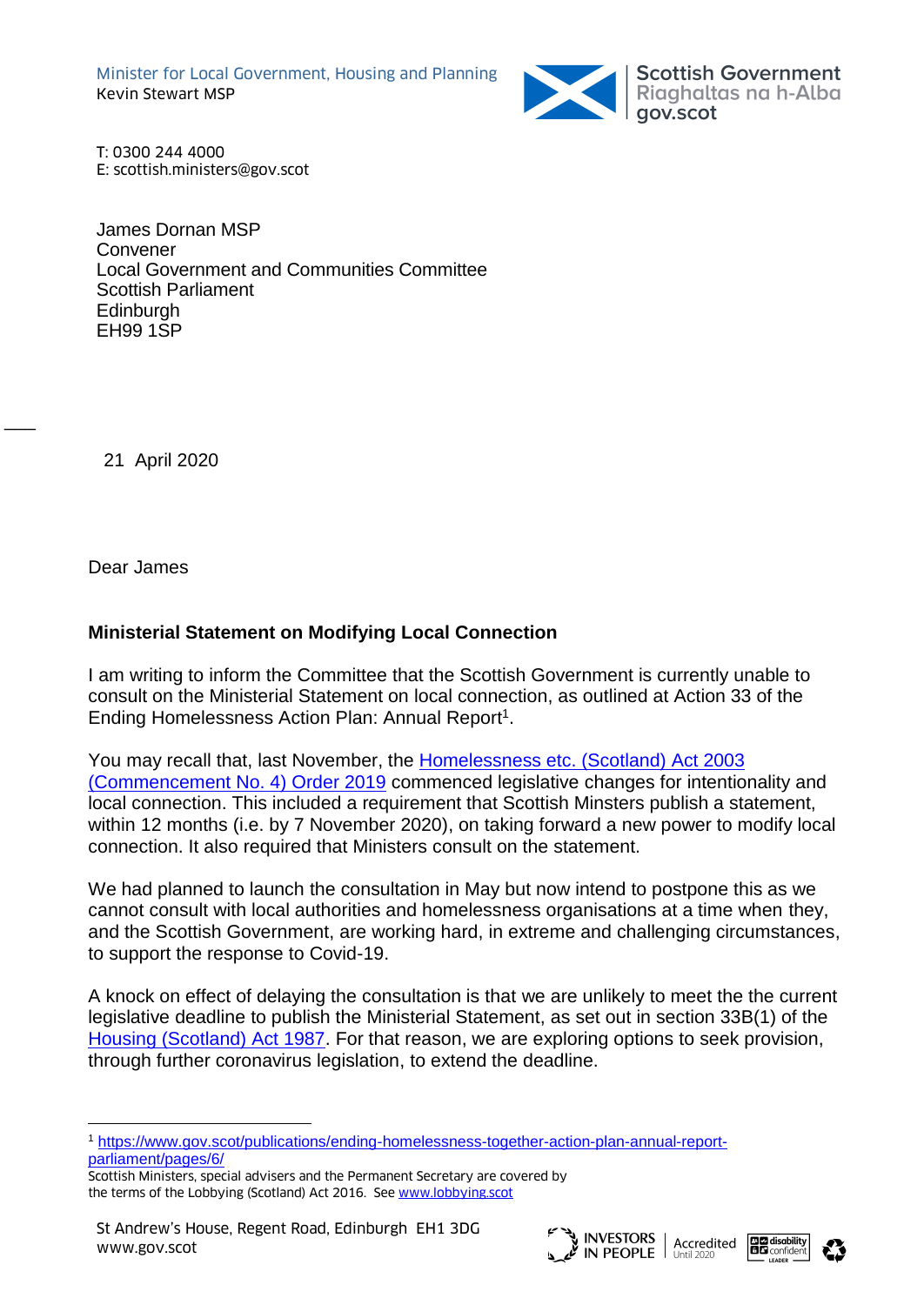Minister for Local Government, Housing and Planning
Kevin Stewart MSP

Scottish Government
Riaghaltas na h-Alba
gov.scot

T: 0300 244 4000
E: scottish.ministers@gov.scot

James Dornan MSP
Convener
Local Government and Communities Committee
Scottish Parliament
Edinburgh
EH99 1SP

21 April 2020

Dear James

**Ministerial Statement on Modifying Local Connection**

I am writing to inform the Committee that the Scottish Government is currently unable to consult on the Ministerial Statement on local connection, as outlined at Action 33 of the Ending Homelessness Action Plan: Annual Report[1].

You may recall that, last November, the [Homelessness etc. (Scotland) Act 2003 (Commencement No. 4) Order 2019] commenced legislative changes for intentionality and local connection. This included a requirement that Scottish Minsters publish a statement, within 12 months (i.e. by 7 November 2020), on taking forward a new power to modify local connection. It also required that Ministers consult on the statement.

We had planned to launch the consultation in May but now intend to postpone this as we cannot consult with local authorities and homelessness organisations at a time when they, and the Scottish Government, are working hard, in extreme and challenging circumstances, to support the response to Covid-19.

A knock on effect of delaying the consultation is that we are unlikely to meet the the current legislative deadline to publish the Ministerial Statement, as set out in section 33B(1) of the [Housing (Scotland) Act 1987]. For that reason, we are exploring options to seek provision, through further coronavirus legislation, to extend the deadline.

[1] https://www.gov.scot/publications/ending-homelessness-together-action-plan-annual-report-parliament/pages/6/

Scottish Ministers, special advisers and the Permanent Secretary are covered by the terms of the Lobbying (Scotland) Act 2016. See www.lobbying.scot

St Andrew's House, Regent Road, Edinburgh EH1 3DG
www.gov.scot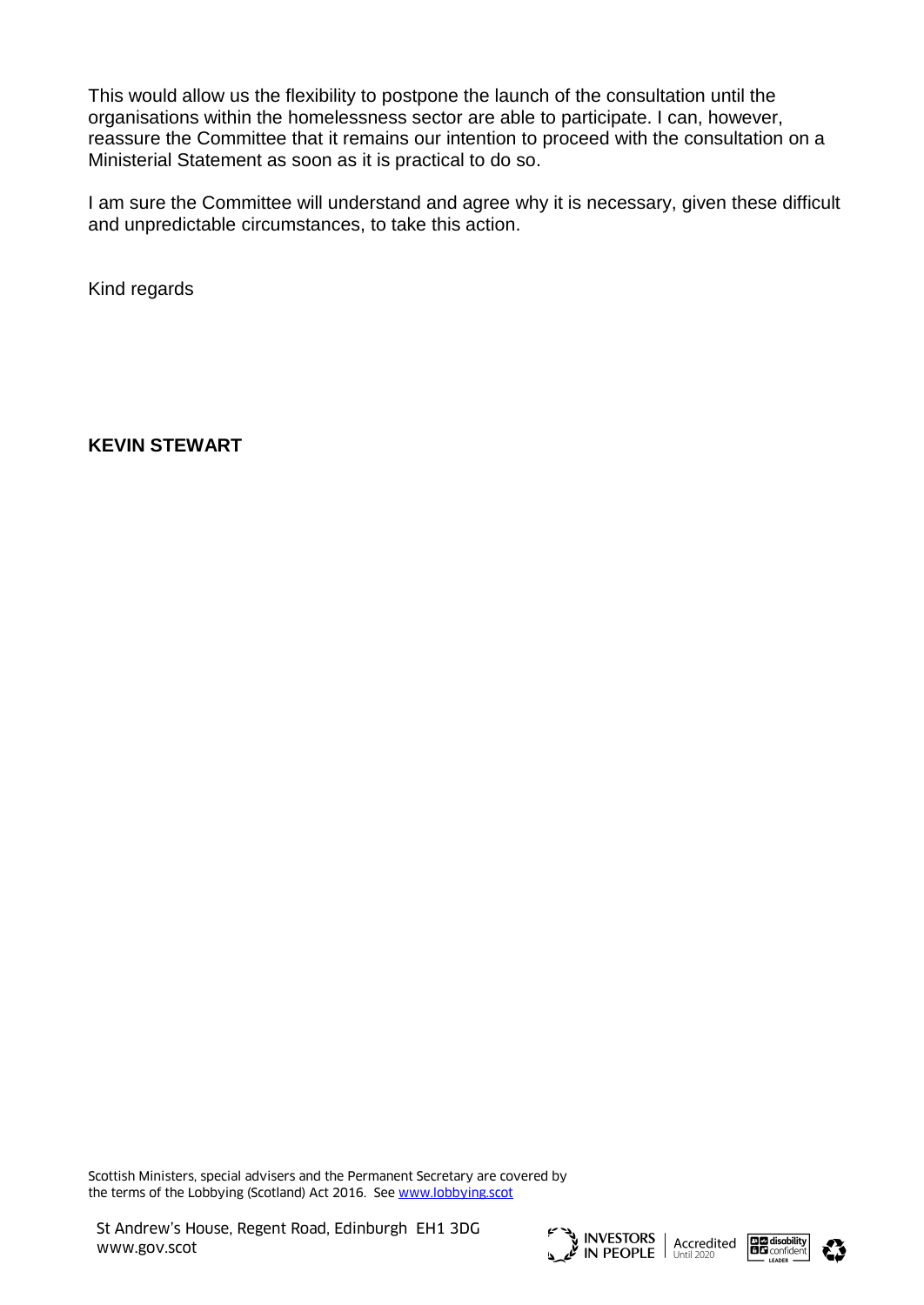This would allow us the flexibility to postpone the launch of the consultation until the organisations within the homelessness sector are able to participate. I can, however, reassure the Committee that it remains our intention to proceed with the consultation on a Ministerial Statement as soon as it is practical to do so.

I am sure the Committee will understand and agree why it is necessary, given these difficult and unpredictable circumstances, to take this action.

Kind regards

**KEVIN STEWART**

Scottish Ministers, special advisers and the Permanent Secretary are covered by the terms of the Lobbying (Scotland) Act 2016. See www.lobbying.scot

St Andrew's House, Regent Road, Edinburgh EH1 3DG
www.gov.scot